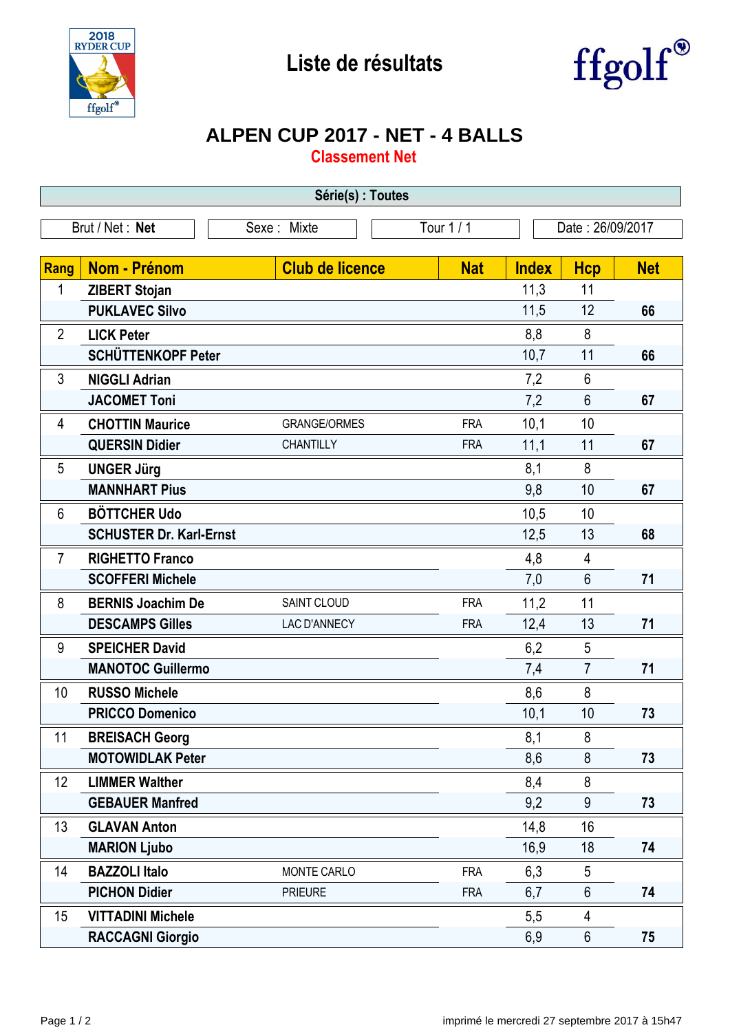# Liste de résultats

## ALPEN CUP 2017 - NET - 4 BALLS

### Classement Net

**Série(s) : Toutes**

Brut / Net : **Net** | Sexe : Mixte | Tour 1 / 1 | Date : 26/09/2017

| Rang | Nom - Prénom | Club de licence | Nat | Index | Hcp | Net |
|---|---|---|---|---|---|---|
| 1 | **ZIBERT Stojan** | | | 11,3 | 11 | |
| | **PUKLAVEC Silvo** | | | 11,5 | 12 | **66** |
| 2 | **LICK Peter** | | | 8,8 | 8 | |
| | **SCHÜTTENKOPF Peter** | | | 10,7 | 11 | **66** |
| 3 | **NIGGLI Adrian** | | | 7,2 | 6 | |
| | **JACOMET Toni** | | | 7,2 | 6 | **67** |
| 4 | **CHOTTIN Maurice** | GRANGE/ORMES | FRA | 10,1 | 10 | |
| | **QUERSIN Didier** | CHANTILLY | FRA | 11,1 | 11 | **67** |
| 5 | **UNGER Jürg** | | | 8,1 | 8 | |
| | **MANNHART Pius** | | | 9,8 | 10 | **67** |
| 6 | **BÖTTCHER Udo** | | | 10,5 | 10 | |
| | **SCHUSTER Dr. Karl-Ernst** | | | 12,5 | 13 | **68** |
| 7 | **RIGHETTO Franco** | | | 4,8 | 4 | |
| | **SCOFFERI Michele** | | | 7,0 | 6 | **71** |
| 8 | **BERNIS Joachim De** | SAINT CLOUD | FRA | 11,2 | 11 | |
| | **DESCAMPS Gilles** | LAC D'ANNECY | FRA | 12,4 | 13 | **71** |
| 9 | **SPEICHER David** | | | 6,2 | 5 | |
| | **MANOTOC Guillermo** | | | 7,4 | 7 | **71** |
| 10 | **RUSSO Michele** | | | 8,6 | 8 | |
| | **PRICCO Domenico** | | | 10,1 | 10 | **73** |
| 11 | **BREISACH Georg** | | | 8,1 | 8 | |
| | **MOTOWIDLAK Peter** | | | 8,6 | 8 | **73** |
| 12 | **LIMMER Walther** | | | 8,4 | 8 | |
| | **GEBAUER Manfred** | | | 9,2 | 9 | **73** |
| 13 | **GLAVAN Anton** | | | 14,8 | 16 | |
| | **MARION Ljubo** | | | 16,9 | 18 | **74** |
| 14 | **BAZZOLI Italo** | MONTE CARLO | FRA | 6,3 | 5 | |
| | **PICHON Didier** | PRIEURE | FRA | 6,7 | 6 | **74** |
| 15 | **VITTADINI Michele** | | | 5,5 | 4 | |
| | **RACCAGNI Giorgio** | | | 6,9 | 6 | **75** |

imprimé le mercredi 27 septembre 2017 à 15h47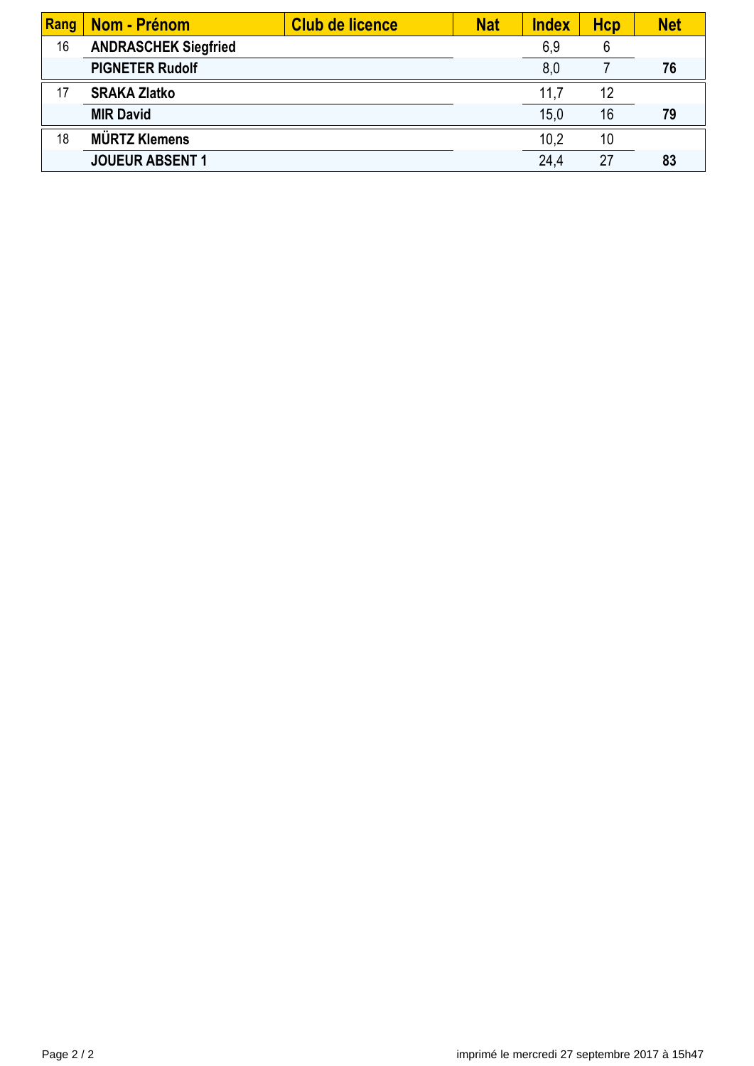| Rang | Nom - Prénom | Club de licence | Nat | Index | Hcp | Net |
|---|---|---|---|---|---|---|
| 16 | **ANDRASCHEK Siegfried** | | | 6,9 | 6 | |
| | **PIGNETER Rudolf** | | | 8,0 | 7 | **76** |
| 17 | **SRAKA Zlatko** | | | 11,7 | 12 | |
| | **MIR David** | | | 15,0 | 16 | **79** |
| 18 | **MÜRTZ Klemens** | | | 10,2 | 10 | |
| | **JOUEUR ABSENT 1** | | | 24,4 | 27 | **83** |

imprimé le mercredi 27 septembre 2017 à 15h47